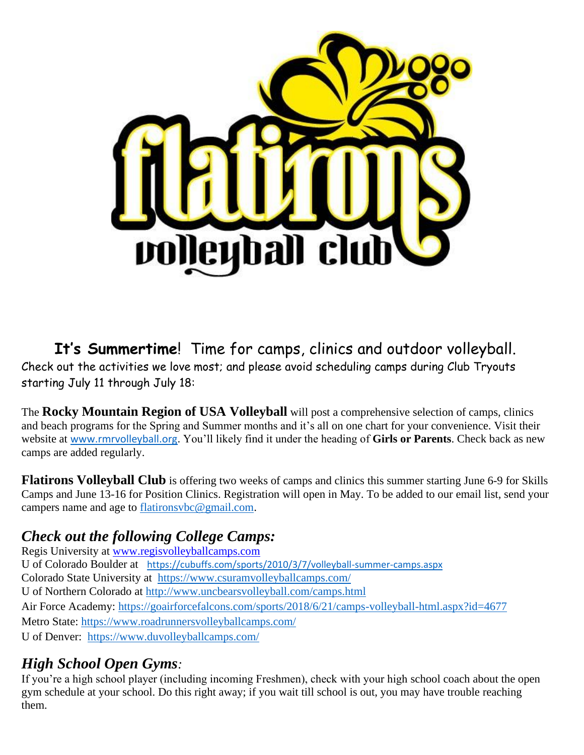**It's Summertime**! Time for camps, clinics and outdoor volleyball.

Check out the activities we love most; and please avoid scheduling camps during Club Tryouts starting July 11 through July 18:

The **Rocky Mountain Region of USA Volleyball** will post a comprehensive selection of camps, clinics and beach programs for the Spring and Summer months and it's all on one chart for your convenience. Visit their website at www.rmrvolleyball.org. You'll likely find it under the heading of **Girls or Parents**. Check back as new camps are added regularly.

**Flatirons Volleyball Club** is offering two weeks of camps and clinics this summer starting June 6-9 for Skills Camps and June 13-16 for Position Clinics. Registration will open in May. To be added to our email list, send your campers name and age to flatironsvbc@gmail.com.

## *Check out the following College Camps:*

Regis University at www.regisvolleyballcamps.com
U of Colorado Boulder at https://cubuffs.com/sports/2010/3/7/volleyball-summer-camps.aspx
Colorado State University at https://www.csuramvolleyballcamps.com/
U of Northern Colorado at http://www.uncbearsvolleyball.com/camps.html
Air Force Academy: https://goairforcefalcons.com/sports/2018/6/21/camps-volleyball-html.aspx?id=4677
Metro State: https://www.roadrunnersvolleyballcamps.com/
U of Denver: https://www.duvolleyballcamps.com/

## *High School Open Gyms:*

If you're a high school player (including incoming Freshmen), check with your high school coach about the open gym schedule at your school. Do this right away; if you wait till school is out, you may have trouble reaching them.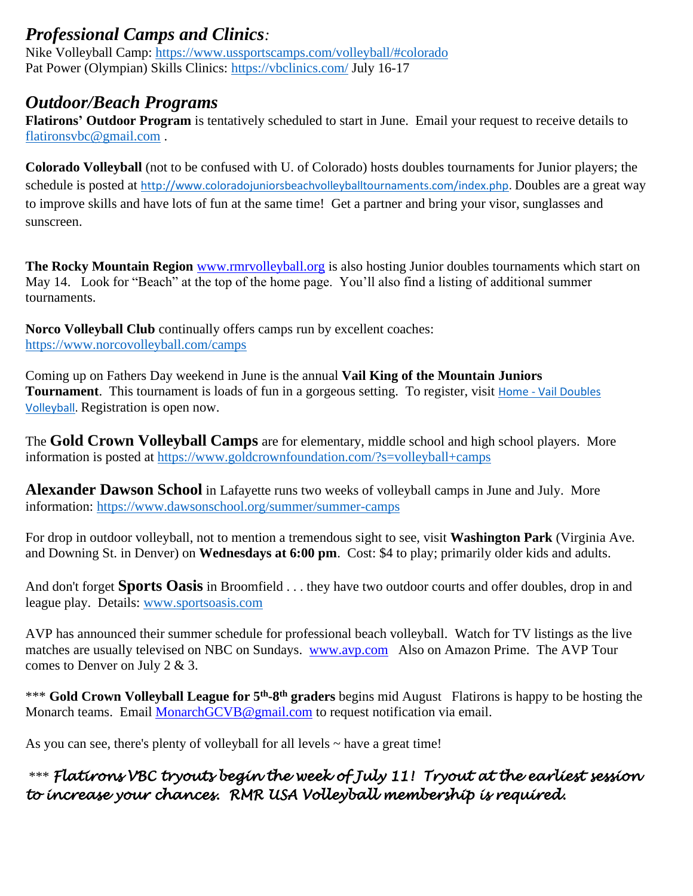## *Professional Camps and Clinics:*

Nike Volleyball Camp: https://www.ussportscamps.com/volleyball/#colorado
Pat Power (Olympian) Skills Clinics: https://vbclinics.com/ July 16-17

## *Outdoor/Beach Programs*

**Flatirons' Outdoor Program** is tentatively scheduled to start in June. Email your request to receive details to flatironsvbc@gmail.com .

**Colorado Volleyball** (not to be confused with U. of Colorado) hosts doubles tournaments for Junior players; the schedule is posted at http://www.coloradojuniorsbeachvolleyballtournaments.com/index.php. Doubles are a great way to improve skills and have lots of fun at the same time! Get a partner and bring your visor, sunglasses and sunscreen.

**The Rocky Mountain Region** www.rmrvolleyball.org is also hosting Junior doubles tournaments which start on May 14. Look for "Beach" at the top of the home page. You'll also find a listing of additional summer tournaments.

**Norco Volleyball Club** continually offers camps run by excellent coaches: https://www.norcovolleyball.com/camps

Coming up on Fathers Day weekend in June is the annual **Vail King of the Mountain Juniors Tournament**. This tournament is loads of fun in a gorgeous setting. To register, visit Home - Vail Doubles Volleyball. Registration is open now.

The **Gold Crown Volleyball Camps** are for elementary, middle school and high school players. More information is posted at https://www.goldcrownfoundation.com/?s=volleyball+camps

**Alexander Dawson School** in Lafayette runs two weeks of volleyball camps in June and July. More information: https://www.dawsonschool.org/summer/summer-camps

For drop in outdoor volleyball, not to mention a tremendous sight to see, visit **Washington Park** (Virginia Ave. and Downing St. in Denver) on **Wednesdays at 6:00 pm**. Cost: $4 to play; primarily older kids and adults.

And don't forget **Sports Oasis** in Broomfield . . . they have two outdoor courts and offer doubles, drop in and league play. Details: www.sportsoasis.com

AVP has announced their summer schedule for professional beach volleyball. Watch for TV listings as the live matches are usually televised on NBC on Sundays. www.avp.com Also on Amazon Prime. The AVP Tour comes to Denver on July 2 & 3.

*** **Gold Crown Volleyball League for 5th-8th graders** begins mid August Flatirons is happy to be hosting the Monarch teams. Email MonarchGCVB@gmail.com to request notification via email.

As you can see, there's plenty of volleyball for all levels ~ have a great time!

*** ***Flatirons VBC tryouts begin the week of July 11! Tryout at the earliest session to increase your chances. RMR USA Volleyball membership is required.***